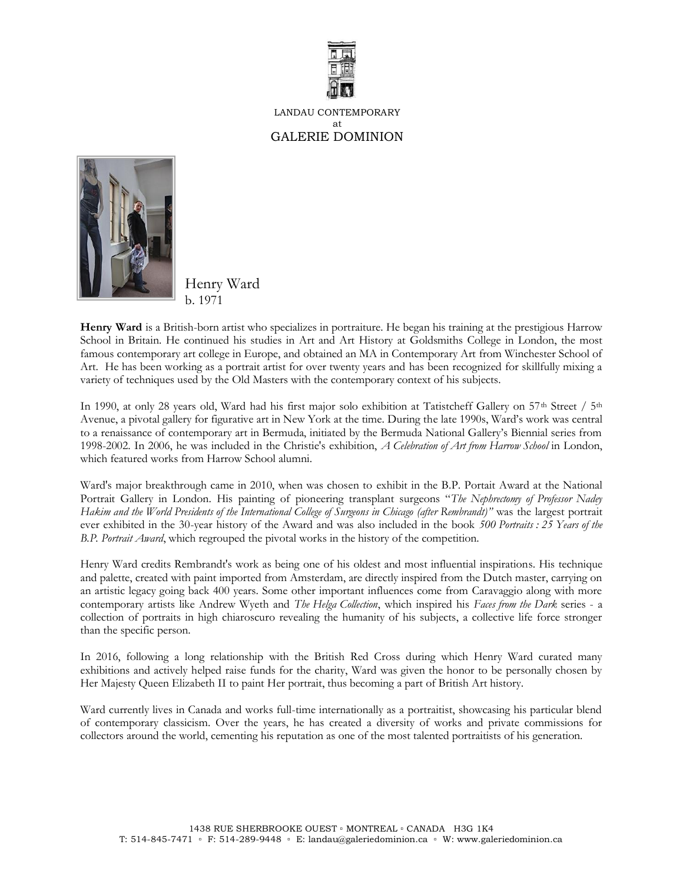LANDAU CONTEMPORARY
at
GALERIE DOMINION

Henry Ward
b. 1971

**Henry Ward** is a British-born artist who specializes in portraiture. He began his training at the prestigious Harrow School in Britain. He continued his studies in Art and Art History at Goldsmiths College in London, the most famous contemporary art college in Europe, and obtained an MA in Contemporary Art from Winchester School of Art. He has been working as a portrait artist for over twenty years and has been recognized for skillfully mixing a variety of techniques used by the Old Masters with the contemporary context of his subjects.

In 1990, at only 28 years old, Ward had his first major solo exhibition at Tatistcheff Gallery on 57th Street / 5th Avenue, a pivotal gallery for figurative art in New York at the time. During the late 1990s, Ward's work was central to a renaissance of contemporary art in Bermuda, initiated by the Bermuda National Gallery's Biennial series from 1998-2002. In 2006, he was included in the Christie's exhibition, *A Celebration of Art from Harrow School* in London, which featured works from Harrow School alumni.

Ward's major breakthrough came in 2010, when was chosen to exhibit in the B.P. Portait Award at the National Portrait Gallery in London. His painting of pioneering transplant surgeons "*The Nephrectomy of Professor Nadey Hakim and the World Presidents of the International College of Surgeons in Chicago (after Rembrandt)"* was the largest portrait ever exhibited in the 30-year history of the Award and was also included in the book *500 Portraits : 25 Years of the B.P. Portrait Award*, which regrouped the pivotal works in the history of the competition.

Henry Ward credits Rembrandt's work as being one of his oldest and most influential inspirations. His technique and palette, created with paint imported from Amsterdam, are directly inspired from the Dutch master, carrying on an artistic legacy going back 400 years. Some other important influences come from Caravaggio along with more contemporary artists like Andrew Wyeth and *The Helga Collection*, which inspired his *Faces from the Dark* series - a collection of portraits in high chiaroscuro revealing the humanity of his subjects, a collective life force stronger than the specific person.

In 2016, following a long relationship with the British Red Cross during which Henry Ward curated many exhibitions and actively helped raise funds for the charity, Ward was given the honor to be personally chosen by Her Majesty Queen Elizabeth II to paint Her portrait, thus becoming a part of British Art history.

Ward currently lives in Canada and works full-time internationally as a portraitist, showcasing his particular blend of contemporary classicism. Over the years, he has created a diversity of works and private commissions for collectors around the world, cementing his reputation as one of the most talented portraitists of his generation.

1438 RUE SHERBROOKE OUEST ▫ MONTREAL ▫ CANADA H3G 1K4
T: 514-845-7471 ▫ F: 514-289-9448 ▫ E: landau@galeriedominion.ca ▫ W: www.galeriedominion.ca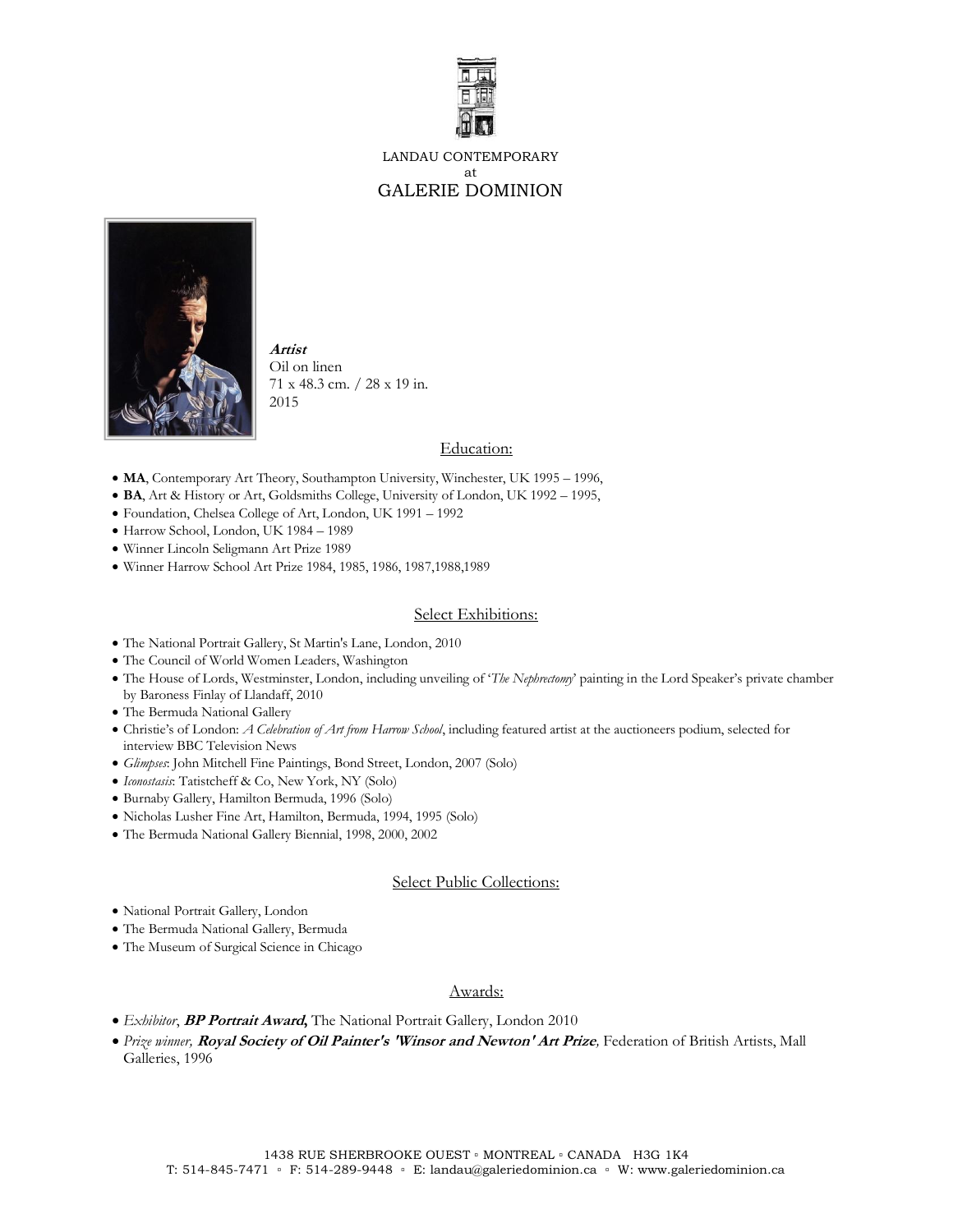LANDAU CONTEMPORARY
at
GALERIE DOMINION

***Artist***
Oil on linen
71 x 48.3 cm. / 28 x 19 in.
2015

## Education:

- **MA**, Contemporary Art Theory, Southampton University, Winchester, UK 1995 – 1996,
- **BA**, Art & History or Art, Goldsmiths College, University of London, UK 1992 – 1995,
- Foundation, Chelsea College of Art, London, UK 1991 – 1992
- Harrow School, London, UK 1984 – 1989
- Winner Lincoln Seligmann Art Prize 1989
- Winner Harrow School Art Prize 1984, 1985, 1986, 1987,1988,1989

## Select Exhibitions:

- The National Portrait Gallery, St Martin's Lane, London, 2010
- The Council of World Women Leaders, Washington
- The House of Lords, Westminster, London, including unveiling of '*The Nephrectomy*' painting in the Lord Speaker's private chamber by Baroness Finlay of Llandaff, 2010
- The Bermuda National Gallery
- Christie's of London: *A Celebration of Art from Harrow School*, including featured artist at the auctioneers podium, selected for interview BBC Television News
- *Glimpses*: John Mitchell Fine Paintings, Bond Street, London, 2007 (Solo)
- *Iconostasis*: Tatistcheff & Co, New York, NY (Solo)
- Burnaby Gallery, Hamilton Bermuda, 1996 (Solo)
- Nicholas Lusher Fine Art, Hamilton, Bermuda, 1994, 1995 (Solo)
- The Bermuda National Gallery Biennial, 1998, 2000, 2002

## Select Public Collections:

- National Portrait Gallery, London
- The Bermuda National Gallery, Bermuda
- The Museum of Surgical Science in Chicago

## Awards:

- *Exhibitor*, ***BP Portrait Award,*** The National Portrait Gallery, London 2010
- *Prize winner,* ***Royal Society of Oil Painter's 'Winsor and Newton' Art Prize****,* Federation of British Artists, Mall Galleries, 1996

1438 RUE SHERBROOKE OUEST ▫ MONTREAL ▫ CANADA H3G 1K4
T: 514-845-7471 ▫ F: 514-289-9448 ▫ E: landau@galeriedominion.ca ▫ W: www.galeriedominion.ca